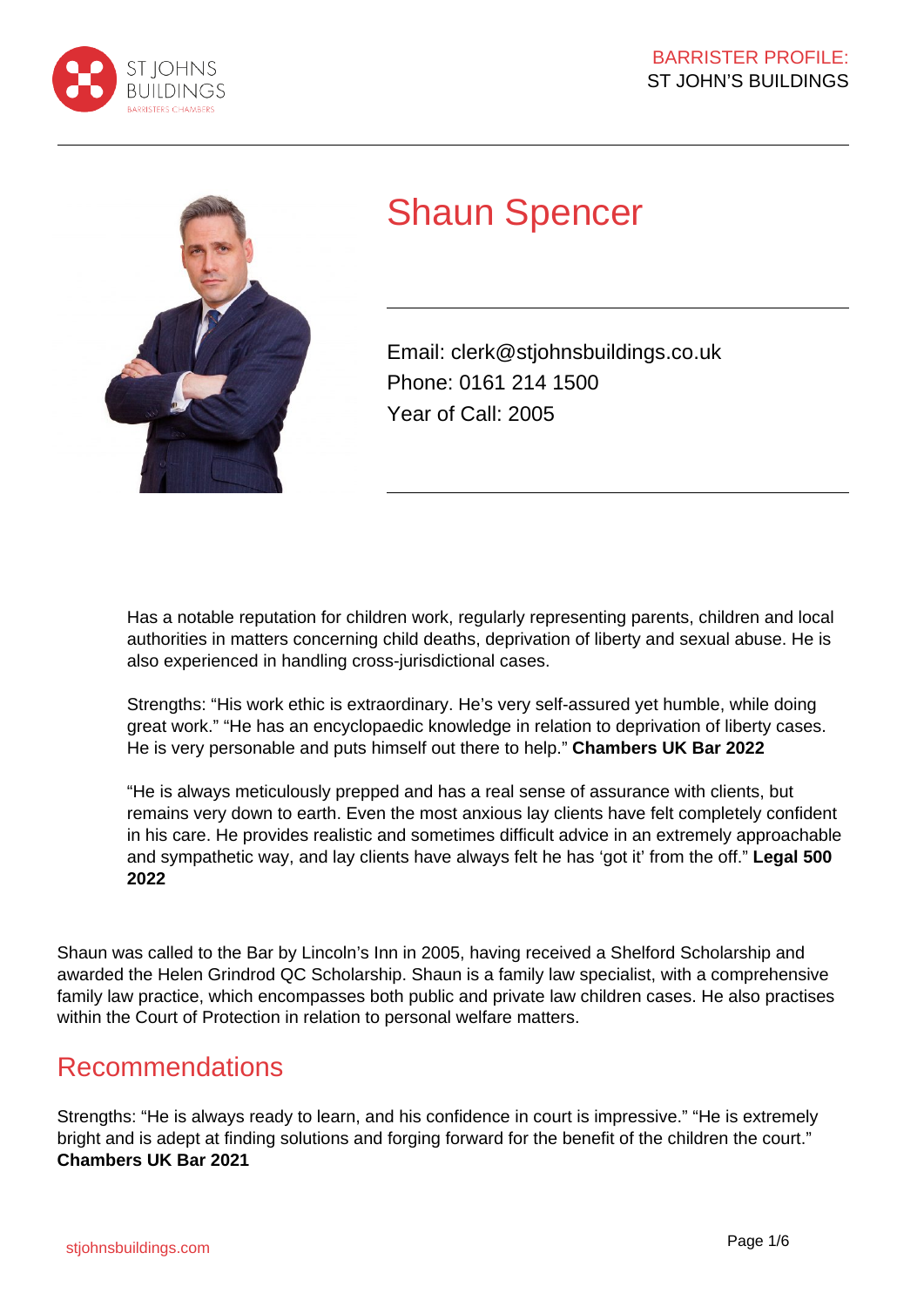# Shaun Spencer

Email: clerk@stjohnsbuildings.co.uk
Phone: 0161 214 1500
Year of Call: 2005

Has a notable reputation for children work, regularly representing parents, children and local authorities in matters concerning child deaths, deprivation of liberty and sexual abuse. He is also experienced in handling cross-jurisdictional cases.

Strengths: "His work ethic is extraordinary. He's very self-assured yet humble, while doing great work." "He has an encyclopaedic knowledge in relation to deprivation of liberty cases. He is very personable and puts himself out there to help." **Chambers UK Bar 2022**

"He is always meticulously prepped and has a real sense of assurance with clients, but remains very down to earth. Even the most anxious lay clients have felt completely confident in his care. He provides realistic and sometimes difficult advice in an extremely approachable and sympathetic way, and lay clients have always felt he has 'got it' from the off." **Legal 500 2022**

Shaun was called to the Bar by Lincoln's Inn in 2005, having received a Shelford Scholarship and awarded the Helen Grindrod QC Scholarship. Shaun is a family law specialist, with a comprehensive family law practice, which encompasses both public and private law children cases. He also practises within the Court of Protection in relation to personal welfare matters.

## Recommendations

Strengths: "He is always ready to learn, and his confidence in court is impressive." "He is extremely bright and is adept at finding solutions and forging forward for the benefit of the children the court." **Chambers UK Bar 2021**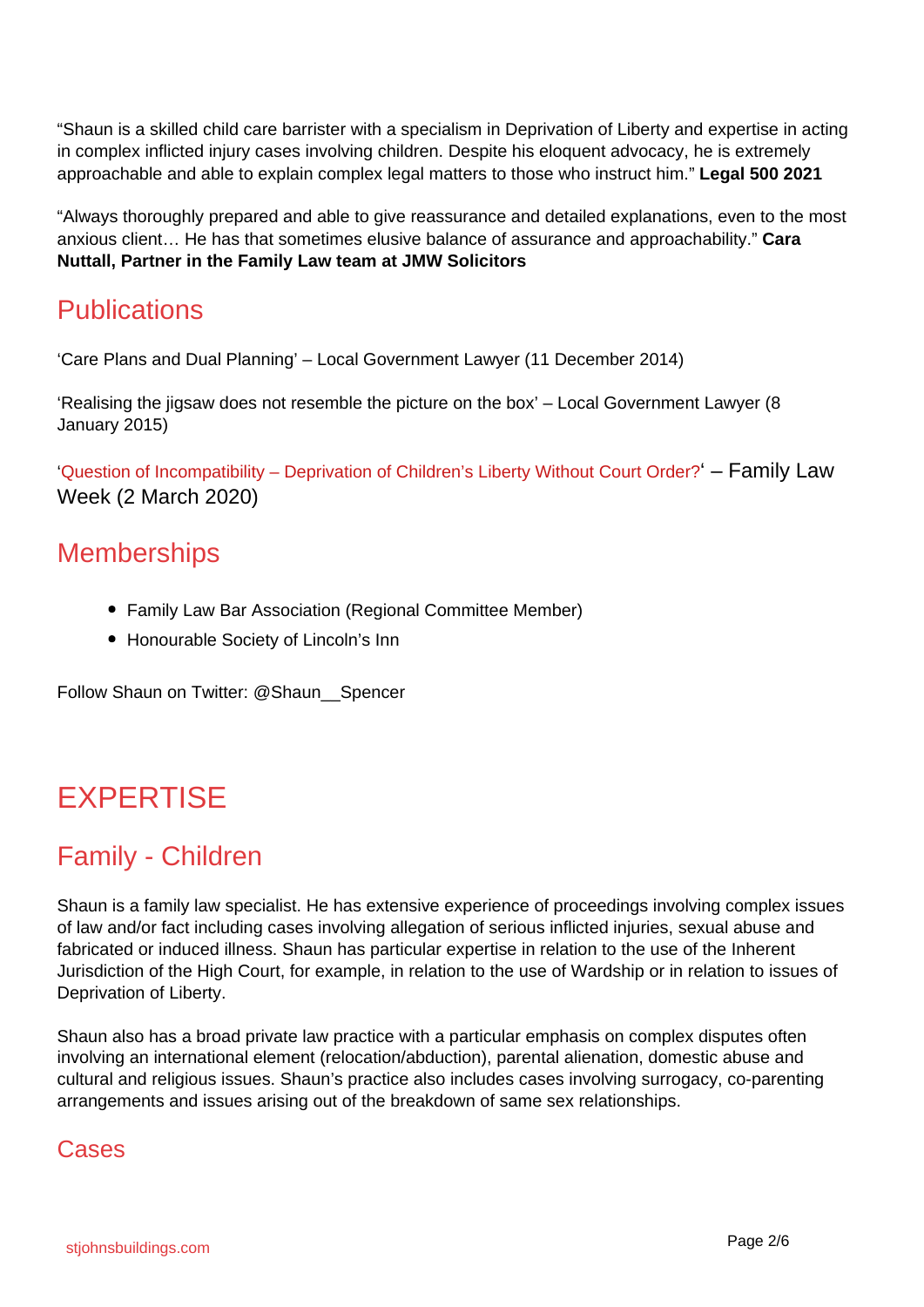"Shaun is a skilled child care barrister with a specialism in Deprivation of Liberty and expertise in acting in complex inflicted injury cases involving children. Despite his eloquent advocacy, he is extremely approachable and able to explain complex legal matters to those who instruct him." **Legal 500 2021**

"Always thoroughly prepared and able to give reassurance and detailed explanations, even to the most anxious client… He has that sometimes elusive balance of assurance and approachability." **Cara Nuttall, Partner in the Family Law team at JMW Solicitors**

## Publications

'Care Plans and Dual Planning' – Local Government Lawyer (11 December 2014)

'Realising the jigsaw does not resemble the picture on the box' – Local Government Lawyer (8 January 2015)

'Question of Incompatibility – Deprivation of Children's Liberty Without Court Order?' – Family Law Week (2 March 2020)

## Memberships

- Family Law Bar Association (Regional Committee Member)
- Honourable Society of Lincoln's Inn

Follow Shaun on Twitter: @Shaun__Spencer

# EXPERTISE

## Family - Children

Shaun is a family law specialist. He has extensive experience of proceedings involving complex issues of law and/or fact including cases involving allegation of serious inflicted injuries, sexual abuse and fabricated or induced illness. Shaun has particular expertise in relation to the use of the Inherent Jurisdiction of the High Court, for example, in relation to the use of Wardship or in relation to issues of Deprivation of Liberty.

Shaun also has a broad private law practice with a particular emphasis on complex disputes often involving an international element (relocation/abduction), parental alienation, domestic abuse and cultural and religious issues. Shaun's practice also includes cases involving surrogacy, co-parenting arrangements and issues arising out of the breakdown of same sex relationships.

### Cases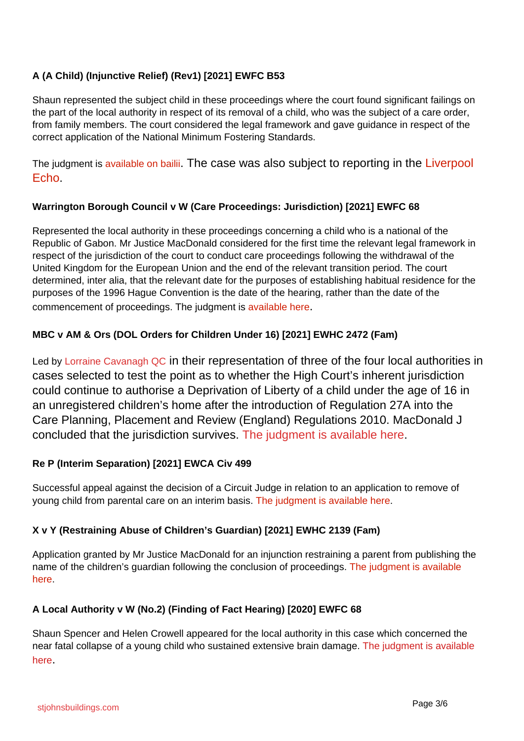**A (A Child) (Injunctive Relief) (Rev1) [2021] EWFC B53**

Shaun represented the subject child in these proceedings where the court found significant failings on the part of the local authority in respect of its removal of a child, who was the subject of a care order, from family members. The court considered the legal framework and gave guidance in respect of the correct application of the National Minimum Fostering Standards.

The judgment is available on bailii. The case was also subject to reporting in the Liverpool Echo.

**Warrington Borough Council v W (Care Proceedings: Jurisdiction) [2021] EWFC 68**

Represented the local authority in these proceedings concerning a child who is a national of the Republic of Gabon. Mr Justice MacDonald considered for the first time the relevant legal framework in respect of the jurisdiction of the court to conduct care proceedings following the withdrawal of the United Kingdom for the European Union and the end of the relevant transition period. The court determined, inter alia, that the relevant date for the purposes of establishing habitual residence for the purposes of the 1996 Hague Convention is the date of the hearing, rather than the date of the commencement of proceedings. The judgment is available here.

**MBC v AM & Ors (DOL Orders for Children Under 16) [2021] EWHC 2472 (Fam)**

Led by Lorraine Cavanagh QC in their representation of three of the four local authorities in cases selected to test the point as to whether the High Court's inherent jurisdiction could continue to authorise a Deprivation of Liberty of a child under the age of 16 in an unregistered children's home after the introduction of Regulation 27A into the Care Planning, Placement and Review (England) Regulations 2010. MacDonald J concluded that the jurisdiction survives. The judgment is available here.

**Re P (Interim Separation) [2021] EWCA Civ 499**

Successful appeal against the decision of a Circuit Judge in relation to an application to remove of young child from parental care on an interim basis. The judgment is available here.

**X v Y (Restraining Abuse of Children's Guardian) [2021] EWHC 2139 (Fam)**

Application granted by Mr Justice MacDonald for an injunction restraining a parent from publishing the name of the children's guardian following the conclusion of proceedings. The judgment is available here.

**A Local Authority v W (No.2) (Finding of Fact Hearing) [2020] EWFC 68**

Shaun Spencer and Helen Crowell appeared for the local authority in this case which concerned the near fatal collapse of a young child who sustained extensive brain damage. The judgment is available here.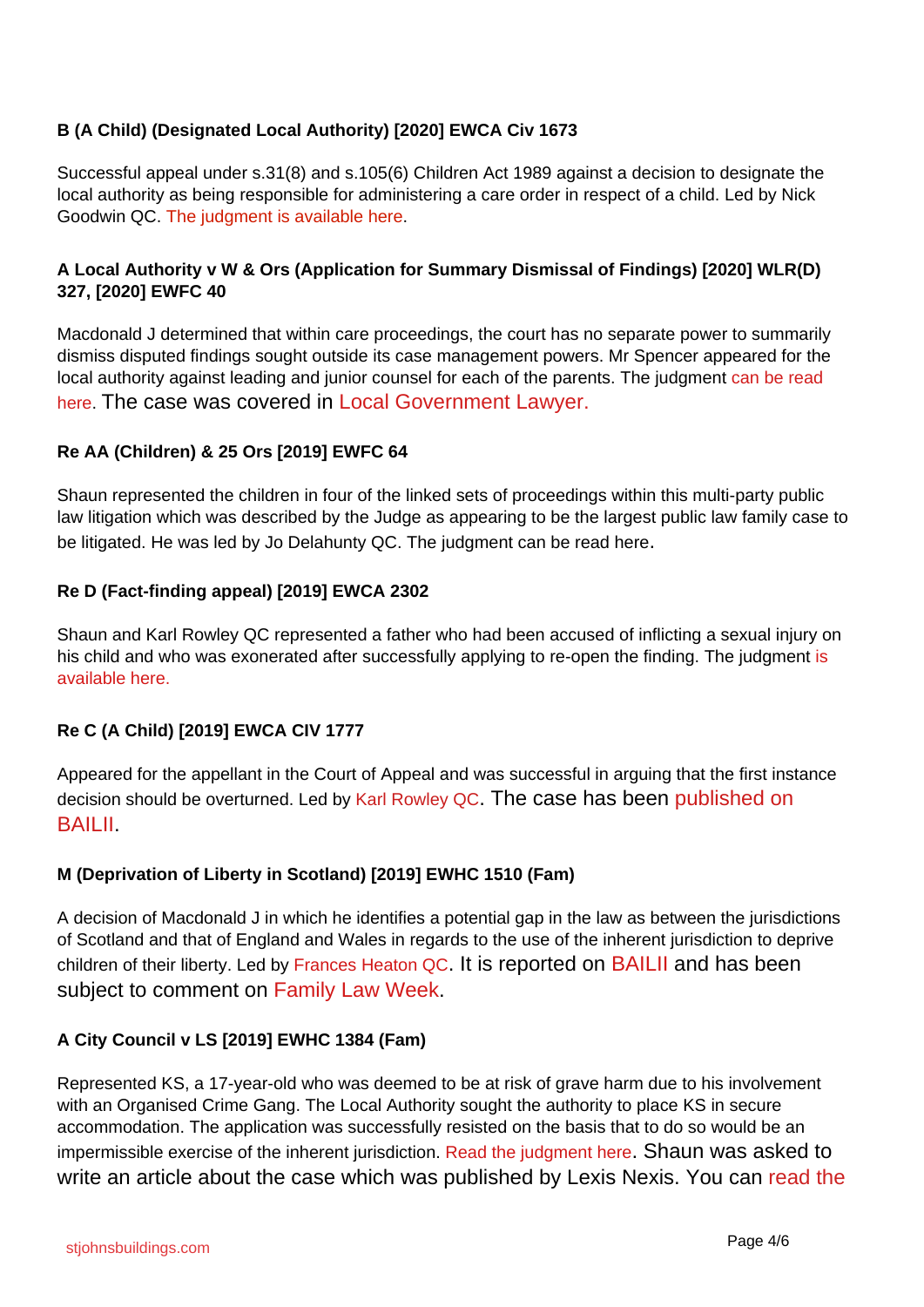**B (A Child) (Designated Local Authority) [2020] EWCA Civ 1673**

Successful appeal under s.31(8) and s.105(6) Children Act 1989 against a decision to designate the local authority as being responsible for administering a care order in respect of a child. Led by Nick Goodwin QC. The judgment is available here.

**A Local Authority v W & Ors (Application for Summary Dismissal of Findings) [2020] WLR(D) 327, [2020] EWFC 40**

Macdonald J determined that within care proceedings, the court has no separate power to summarily dismiss disputed findings sought outside its case management powers. Mr Spencer appeared for the local authority against leading and junior counsel for each of the parents. The judgment can be read here. The case was covered in Local Government Lawyer.

**Re AA (Children) & 25 Ors [2019] EWFC 64**

Shaun represented the children in four of the linked sets of proceedings within this multi-party public law litigation which was described by the Judge as appearing to be the largest public law family case to be litigated. He was led by Jo Delahunty QC. The judgment can be read here.

**Re D (Fact-finding appeal) [2019] EWCA 2302**

Shaun and Karl Rowley QC represented a father who had been accused of inflicting a sexual injury on his child and who was exonerated after successfully applying to re-open the finding. The judgment is available here.

**Re C (A Child) [2019] EWCA CIV 1777**

Appeared for the appellant in the Court of Appeal and was successful in arguing that the first instance decision should be overturned. Led by Karl Rowley QC. The case has been published on BAILII.

**M (Deprivation of Liberty in Scotland) [2019] EWHC 1510 (Fam)**

A decision of Macdonald J in which he identifies a potential gap in the law as between the jurisdictions of Scotland and that of England and Wales in regards to the use of the inherent jurisdiction to deprive children of their liberty. Led by Frances Heaton QC. It is reported on BAILII and has been subject to comment on Family Law Week.

**A City Council v LS [2019] EWHC 1384 (Fam)**

Represented KS, a 17-year-old who was deemed to be at risk of grave harm due to his involvement with an Organised Crime Gang. The Local Authority sought the authority to place KS in secure accommodation. The application was successfully resisted on the basis that to do so would be an impermissible exercise of the inherent jurisdiction. Read the judgment here. Shaun was asked to write an article about the case which was published by Lexis Nexis. You can read the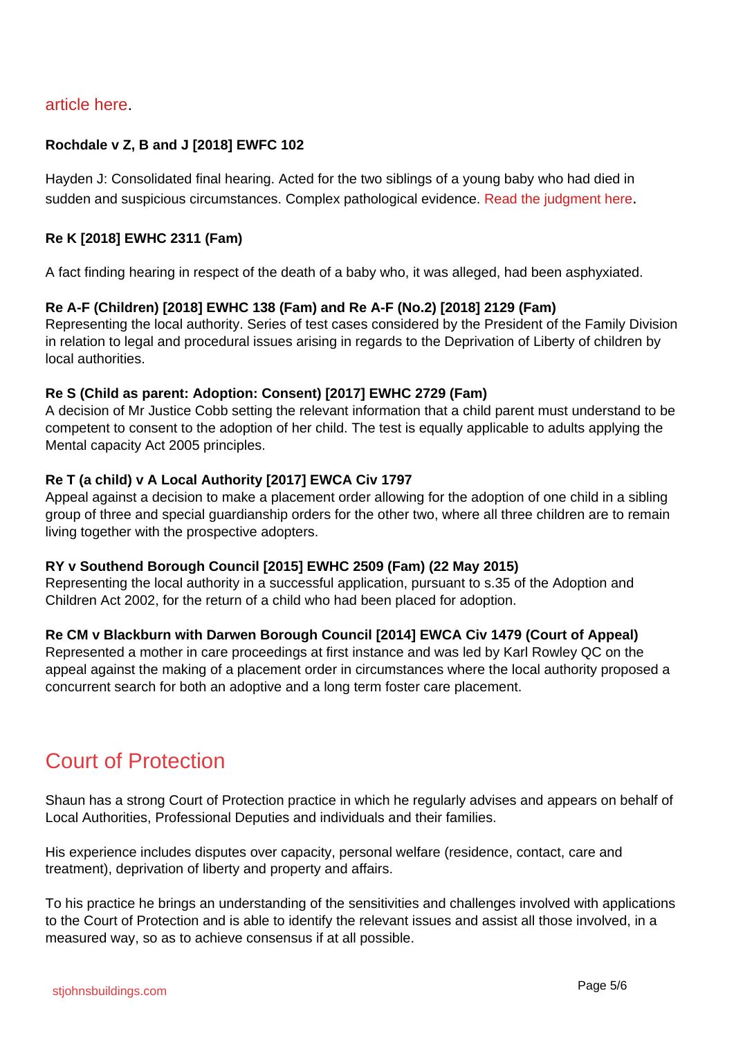article here.

**Rochdale v Z, B and J [2018] EWFC 102**

Hayden J: Consolidated final hearing. Acted for the two siblings of a young baby who had died in sudden and suspicious circumstances. Complex pathological evidence. Read the judgment here.

**Re K [2018] EWHC 2311 (Fam)**

A fact finding hearing in respect of the death of a baby who, it was alleged, had been asphyxiated.

**Re A-F (Children) [2018] EWHC 138 (Fam) and Re A-F (No.2) [2018] 2129 (Fam)**
Representing the local authority. Series of test cases considered by the President of the Family Division in relation to legal and procedural issues arising in regards to the Deprivation of Liberty of children by local authorities.

**Re S (Child as parent: Adoption: Consent) [2017] EWHC 2729 (Fam)**
A decision of Mr Justice Cobb setting the relevant information that a child parent must understand to be competent to consent to the adoption of her child. The test is equally applicable to adults applying the Mental capacity Act 2005 principles.

**Re T (a child) v A Local Authority [2017] EWCA Civ 1797**
Appeal against a decision to make a placement order allowing for the adoption of one child in a sibling group of three and special guardianship orders for the other two, where all three children are to remain living together with the prospective adopters.

**RY v Southend Borough Council [2015] EWHC 2509 (Fam) (22 May 2015)**
Representing the local authority in a successful application, pursuant to s.35 of the Adoption and Children Act 2002, for the return of a child who had been placed for adoption.

**Re CM v Blackburn with Darwen Borough Council [2014] EWCA Civ 1479 (Court of Appeal)**
Represented a mother in care proceedings at first instance and was led by Karl Rowley QC on the appeal against the making of a placement order in circumstances where the local authority proposed a concurrent search for both an adoptive and a long term foster care placement.

## Court of Protection

Shaun has a strong Court of Protection practice in which he regularly advises and appears on behalf of Local Authorities, Professional Deputies and individuals and their families.

His experience includes disputes over capacity, personal welfare (residence, contact, care and treatment), deprivation of liberty and property and affairs.

To his practice he brings an understanding of the sensitivities and challenges involved with applications to the Court of Protection and is able to identify the relevant issues and assist all those involved, in a measured way, so as to achieve consensus if at all possible.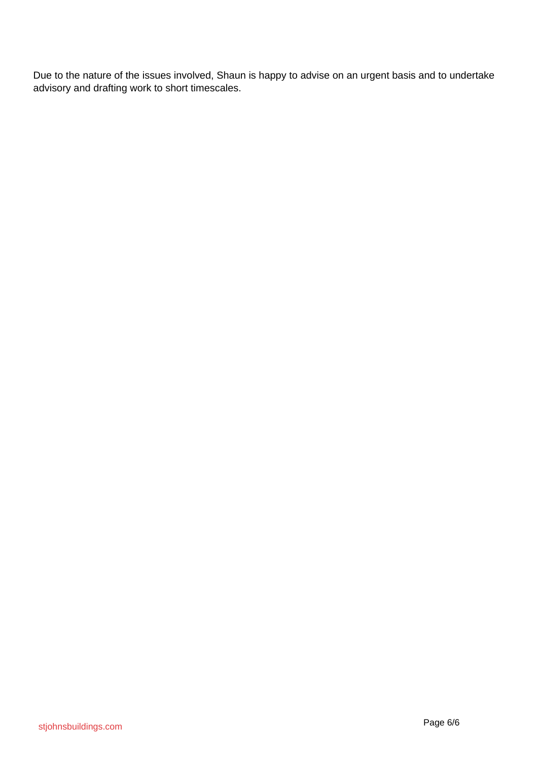Due to the nature of the issues involved, Shaun is happy to advise on an urgent basis and to undertake advisory and drafting work to short timescales.